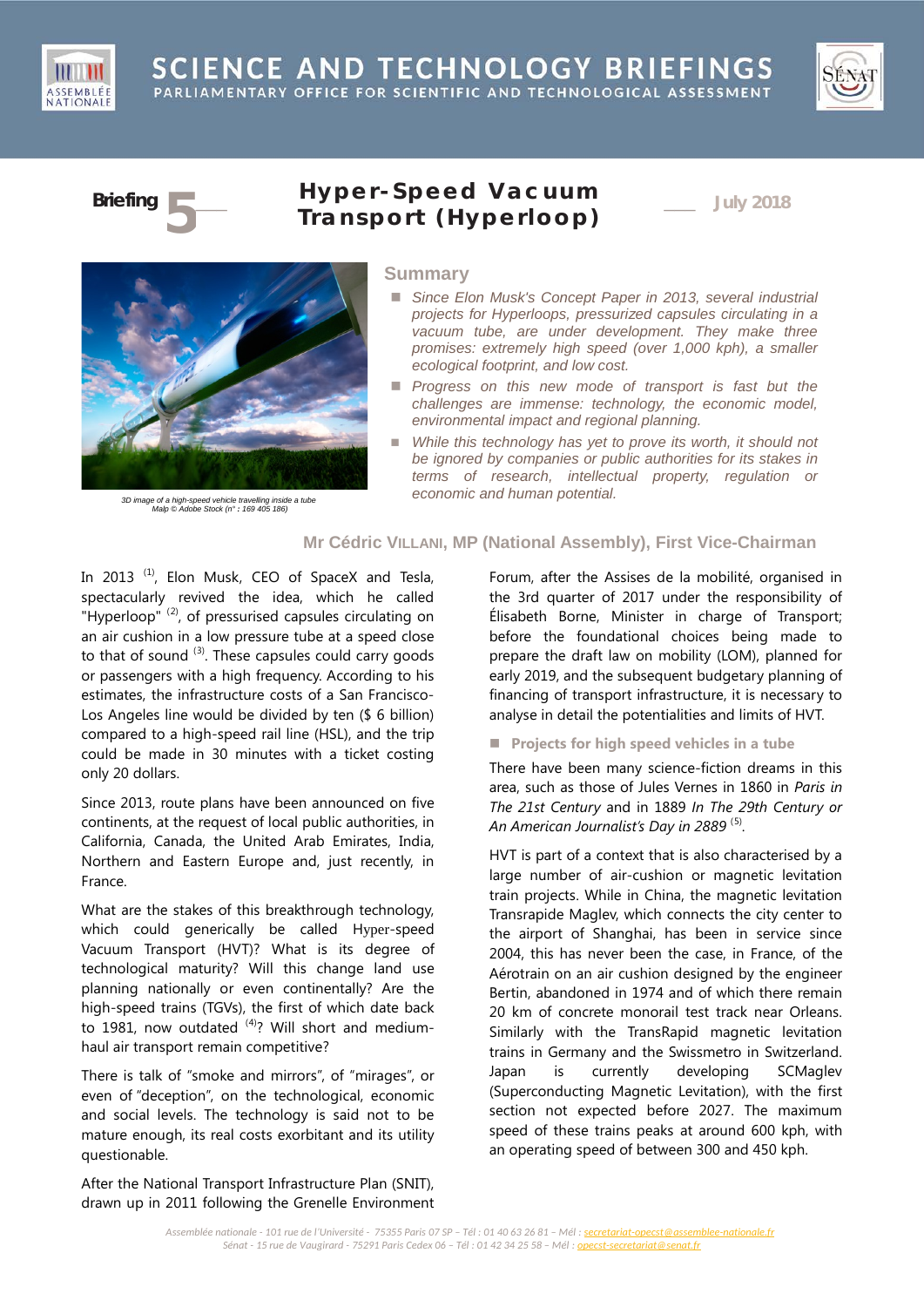# SCIENCE AND TECHNOLOGY BRIEFINGS

PARLIAMENTARY OFFICE FOR SCIENTIFIC AND TECHNOLOGICAL ASSESSMENT

**Briefing 5** — **July 2018**

## Hyper-Speed Vacuum Transport (Hyperloop)

3D image of a high-speed vehicle travelling inside a tube
Malp © Adobe Stock (n° : 169 405 186)

### Summary

- *Since Elon Musk's Concept Paper in 2013, several industrial projects for Hyperloops, pressurized capsules circulating in a vacuum tube, are under development. They make three promises: extremely high speed (over 1,000 kph), a smaller ecological footprint, and low cost.*
- *Progress on this new mode of transport is fast but the challenges are immense: technology, the economic model, environmental impact and regional planning.*
- *While this technology has yet to prove its worth, it should not be ignored by companies or public authorities for its stakes in terms of research, intellectual property, regulation or economic and human potential.*

**Mr Cédric VILLANI, MP (National Assembly), First Vice-Chairman**

In 2013 [1], Elon Musk, CEO of SpaceX and Tesla, spectacularly revived the idea, which he called "Hyperloop" [2], of pressurised capsules circulating on an air cushion in a low pressure tube at a speed close to that of sound [3]. These capsules could carry goods or passengers with a high frequency. According to his estimates, the infrastructure costs of a San Francisco-Los Angeles line would be divided by ten ($ 6 billion) compared to a high-speed rail line (HSL), and the trip could be made in 30 minutes with a ticket costing only 20 dollars.

Since 2013, route plans have been announced on five continents, at the request of local public authorities, in California, Canada, the United Arab Emirates, India, Northern and Eastern Europe and, just recently, in France.

What are the stakes of this breakthrough technology, which could generically be called Hyper-speed Vacuum Transport (HVT)? What is its degree of technological maturity? Will this change land use planning nationally or even continentally? Are the high-speed trains (TGVs), the first of which date back to 1981, now outdated [4]? Will short and medium-haul air transport remain competitive?

There is talk of "smoke and mirrors", of "mirages", or even of "deception", on the technological, economic and social levels. The technology is said not to be mature enough, its real costs exorbitant and its utility questionable.

After the National Transport Infrastructure Plan (SNIT), drawn up in 2011 following the Grenelle Environment Forum, after the Assises de la mobilité, organised in the 3rd quarter of 2017 under the responsibility of Élisabeth Borne, Minister in charge of Transport; before the foundational choices being made to prepare the draft law on mobility (LOM), planned for early 2019, and the subsequent budgetary planning of financing of transport infrastructure, it is necessary to analyse in detail the potentialities and limits of HVT.

### Projects for high speed vehicles in a tube

There have been many science-fiction dreams in this area, such as those of Jules Vernes in 1860 in *Paris in The 21st Century* and in 1889 *In The 29th Century or An American Journalist's Day in 2889* [5].

HVT is part of a context that is also characterised by a large number of air-cushion or magnetic levitation train projects. While in China, the magnetic levitation Transrapide Maglev, which connects the city center to the airport of Shanghai, has been in service since 2004, this has never been the case, in France, of the Aérotrain on an air cushion designed by the engineer Bertin, abandoned in 1974 and of which there remain 20 km of concrete monorail test track near Orleans. Similarly with the TransRapid magnetic levitation trains in Germany and the Swissmetro in Switzerland. Japan is currently developing SCMaglev (Superconducting Magnetic Levitation), with the first section not expected before 2027. The maximum speed of these trains peaks at around 600 kph, with an operating speed of between 300 and 450 kph.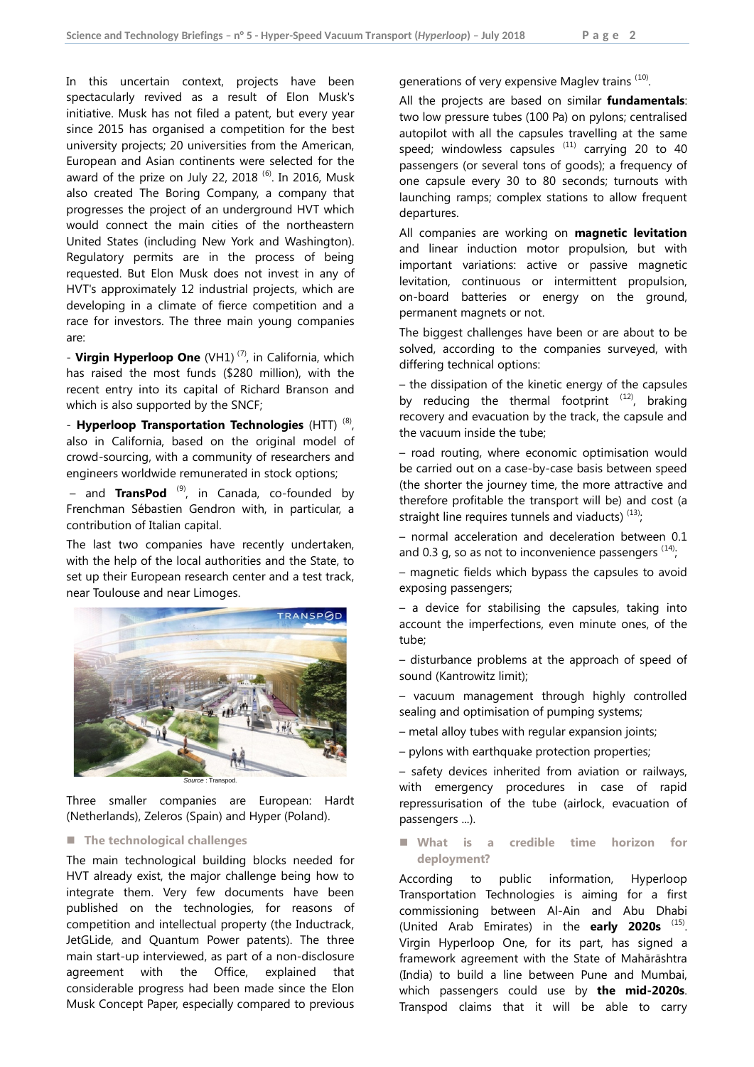In this uncertain context, projects have been spectacularly revived as a result of Elon Musk's initiative. Musk has not filed a patent, but every year since 2015 has organised a competition for the best university projects; 20 universities from the American, European and Asian continents were selected for the award of the prize on July 22, 2018 [6]. In 2016, Musk also created The Boring Company, a company that progresses the project of an underground HVT which would connect the main cities of the northeastern United States (including New York and Washington). Regulatory permits are in the process of being requested. But Elon Musk does not invest in any of HVT's approximately 12 industrial projects, which are developing in a climate of fierce competition and a race for investors. The three main young companies are:

- **Virgin Hyperloop One** (VH1) [7], in California, which has raised the most funds ($280 million), with the recent entry into its capital of Richard Branson and which is also supported by the SNCF;

- **Hyperloop Transportation Technologies** (HTT) [8], also in California, based on the original model of crowd-sourcing, with a community of researchers and engineers worldwide remunerated in stock options;

– and **TransPod** [9], in Canada, co-founded by Frenchman Sébastien Gendron with, in particular, a contribution of Italian capital.

The last two companies have recently undertaken, with the help of the local authorities and the State, to set up their European research center and a test track, near Toulouse and near Limoges.

*Source* : Transpod.

Three smaller companies are European: Hardt (Netherlands), Zeleros (Spain) and Hyper (Poland).

## The technological challenges

The main technological building blocks needed for HVT already exist, the major challenge being how to integrate them. Very few documents have been published on the technologies, for reasons of competition and intellectual property (the Inductrack, JetGLide, and Quantum Power patents). The three main start-up interviewed, as part of a non-disclosure agreement with the Office, explained that considerable progress had been made since the Elon Musk Concept Paper, especially compared to previous generations of very expensive Maglev trains [10].

All the projects are based on similar **fundamentals**: two low pressure tubes (100 Pa) on pylons; centralised autopilot with all the capsules travelling at the same speed; windowless capsules [11] carrying 20 to 40 passengers (or several tons of goods); a frequency of one capsule every 30 to 80 seconds; turnouts with launching ramps; complex stations to allow frequent departures.

All companies are working on **magnetic levitation** and linear induction motor propulsion, but with important variations: active or passive magnetic levitation, continuous or intermittent propulsion, on-board batteries or energy on the ground, permanent magnets or not.

The biggest challenges have been or are about to be solved, according to the companies surveyed, with differing technical options:

– the dissipation of the kinetic energy of the capsules by reducing the thermal footprint [12], braking recovery and evacuation by the track, the capsule and the vacuum inside the tube;

– road routing, where economic optimisation would be carried out on a case-by-case basis between speed (the shorter the journey time, the more attractive and therefore profitable the transport will be) and cost (a straight line requires tunnels and viaducts) [13];

– normal acceleration and deceleration between 0.1 and 0.3 g, so as not to inconvenience passengers [14];

– magnetic fields which bypass the capsules to avoid exposing passengers;

– a device for stabilising the capsules, taking into account the imperfections, even minute ones, of the tube;

– disturbance problems at the approach of speed of sound (Kantrowitz limit);

– vacuum management through highly controlled sealing and optimisation of pumping systems;

– metal alloy tubes with regular expansion joints;

– pylons with earthquake protection properties;

– safety devices inherited from aviation or railways, with emergency procedures in case of rapid repressurisation of the tube (airlock, evacuation of passengers ...).

## What is a credible time horizon for deployment?

According to public information, Hyperloop Transportation Technologies is aiming for a first commissioning between Al-Ain and Abu Dhabi (United Arab Emirates) in the **early 2020s** [15]. Virgin Hyperloop One, for its part, has signed a framework agreement with the State of Mahārāshtra (India) to build a line between Pune and Mumbai, which passengers could use by **the mid-2020s**. Transpod claims that it will be able to carry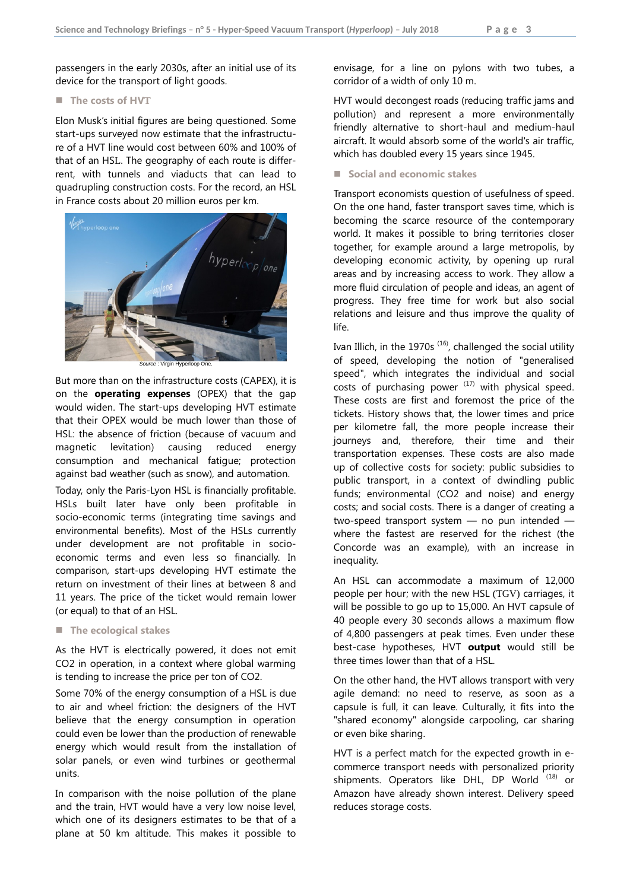passengers in the early 2030s, after an initial use of its device for the transport of light goods.

## The costs of HVT

Elon Musk's initial figures are being questioned. Some start-ups surveyed now estimate that the infrastructure of a HVT line would cost between 60% and 100% of that of an HSL. The geography of each route is different, with tunnels and viaducts that can lead to quadrupling construction costs. For the record, an HSL in France costs about 20 million euros per km.

Source : Virgin Hyperloop One.

But more than on the infrastructure costs (CAPEX), it is on the **operating expenses** (OPEX) that the gap would widen. The start-ups developing HVT estimate that their OPEX would be much lower than those of HSL: the absence of friction (because of vacuum and magnetic levitation) causing reduced energy consumption and mechanical fatigue; protection against bad weather (such as snow), and automation.

Today, only the Paris-Lyon HSL is financially profitable. HSLs built later have only been profitable in socio-economic terms (integrating time savings and environmental benefits). Most of the HSLs currently under development are not profitable in socio-economic terms and even less so financially. In comparison, start-ups developing HVT estimate the return on investment of their lines at between 8 and 11 years. The price of the ticket would remain lower (or equal) to that of an HSL.

## The ecological stakes

As the HVT is electrically powered, it does not emit $CO_2$ in operation, in a context where global warming is tending to increase the price per ton of $CO_2$.

Some 70% of the energy consumption of a HSL is due to air and wheel friction: the designers of the HVT believe that the energy consumption in operation could even be lower than the production of renewable energy which would result from the installation of solar panels, or even wind turbines or geothermal units.

In comparison with the noise pollution of the plane and the train, HVT would have a very low noise level, which one of its designers estimates to be that of a plane at 50 km altitude. This makes it possible to envisage, for a line on pylons with two tubes, a corridor of a width of only 10 m.

HVT would decongest roads (reducing traffic jams and pollution) and represent a more environmentally friendly alternative to short-haul and medium-haul aircraft. It would absorb some of the world's air traffic, which has doubled every 15 years since 1945.

## Social and economic stakes

Transport economists question of usefulness of speed. On the one hand, faster transport saves time, which is becoming the scarce resource of the contemporary world. It makes it possible to bring territories closer together, for example around a large metropolis, by developing economic activity, by opening up rural areas and by increasing access to work. They allow a more fluid circulation of people and ideas, an agent of progress. They free time for work but also social relations and leisure and thus improve the quality of life.

Ivan Illich, in the 1970s [16], challenged the social utility of speed, developing the notion of "generalised speed", which integrates the individual and social costs of purchasing power [17] with physical speed. These costs are first and foremost the price of the tickets. History shows that, the lower times and price per kilometre fall, the more people increase their journeys and, therefore, their time and their transportation expenses. These costs are also made up of collective costs for society: public subsidies to public transport, in a context of dwindling public funds; environmental ($CO_2$ and noise) and energy costs; and social costs. There is a danger of creating a two-speed transport system — no pun intended — where the fastest are reserved for the richest (the Concorde was an example), with an increase in inequality.

An HSL can accommodate a maximum of 12,000 people per hour; with the new HSL (TGV) carriages, it will be possible to go up to 15,000. An HVT capsule of 40 people every 30 seconds allows a maximum flow of 4,800 passengers at peak times. Even under these best-case hypotheses, HVT **output** would still be three times lower than that of a HSL.

On the other hand, the HVT allows transport with very agile demand: no need to reserve, as soon as a capsule is full, it can leave. Culturally, it fits into the "shared economy" alongside carpooling, car sharing or even bike sharing.

HVT is a perfect match for the expected growth in e-commerce transport needs with personalized priority shipments. Operators like DHL, DP World [18] or Amazon have already shown interest. Delivery speed reduces storage costs.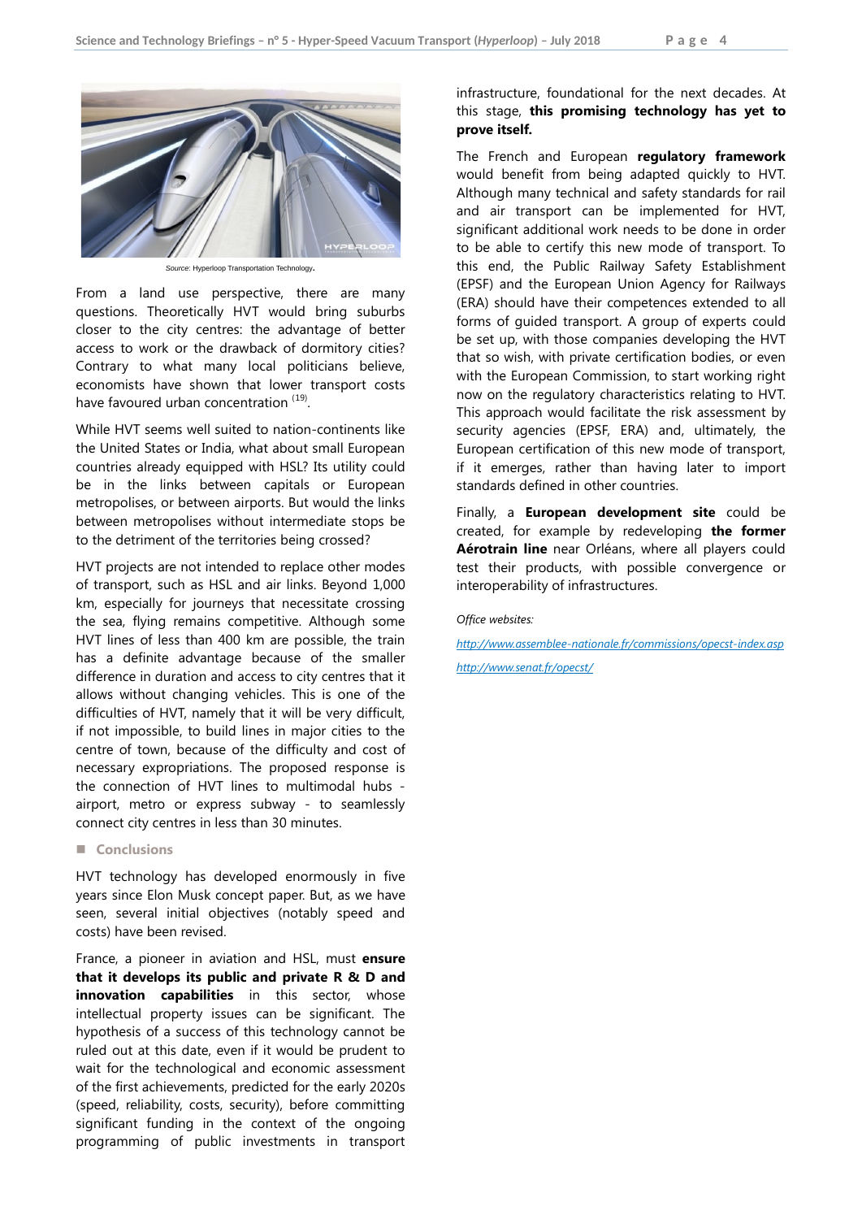*Source*: Hyperloop Transportation Technology.

From a land use perspective, there are many questions. Theoretically HVT would bring suburbs closer to the city centres: the advantage of better access to work or the drawback of dormitory cities? Contrary to what many local politicians believe, economists have shown that lower transport costs have favoured urban concentration [19].

While HVT seems well suited to nation-continents like the United States or India, what about small European countries already equipped with HSL? Its utility could be in the links between capitals or European metropolises, or between airports. But would the links between metropolises without intermediate stops be to the detriment of the territories being crossed?

HVT projects are not intended to replace other modes of transport, such as HSL and air links. Beyond 1,000 km, especially for journeys that necessitate crossing the sea, flying remains competitive. Although some HVT lines of less than 400 km are possible, the train has a definite advantage because of the smaller difference in duration and access to city centres that it allows without changing vehicles. This is one of the difficulties of HVT, namely that it will be very difficult, if not impossible, to build lines in major cities to the centre of town, because of the difficulty and cost of necessary expropriations. The proposed response is the connection of HVT lines to multimodal hubs - airport, metro or express subway - to seamlessly connect city centres in less than 30 minutes.

## Conclusions

HVT technology has developed enormously in five years since Elon Musk concept paper. But, as we have seen, several initial objectives (notably speed and costs) have been revised.

France, a pioneer in aviation and HSL, must **ensure that it develops its public and private R & D and innovation capabilities** in this sector, whose intellectual property issues can be significant. The hypothesis of a success of this technology cannot be ruled out at this date, even if it would be prudent to wait for the technological and economic assessment of the first achievements, predicted for the early 2020s (speed, reliability, costs, security), before committing significant funding in the context of the ongoing programming of public investments in transport infrastructure, foundational for the next decades. At this stage, **this promising technology has yet to prove itself.**

The French and European **regulatory framework** would benefit from being adapted quickly to HVT. Although many technical and safety standards for rail and air transport can be implemented for HVT, significant additional work needs to be done in order to be able to certify this new mode of transport. To this end, the Public Railway Safety Establishment (EPSF) and the European Union Agency for Railways (ERA) should have their competences extended to all forms of guided transport. A group of experts could be set up, with those companies developing the HVT that so wish, with private certification bodies, or even with the European Commission, to start working right now on the regulatory characteristics relating to HVT. This approach would facilitate the risk assessment by security agencies (EPSF, ERA) and, ultimately, the European certification of this new mode of transport, if it emerges, rather than having later to import standards defined in other countries.

Finally, a **European development site** could be created, for example by redeveloping **the former Aérotrain line** near Orléans, where all players could test their products, with possible convergence or interoperability of infrastructures.

*Office websites:*

*http://www.assemblee-nationale.fr/commissions/opecst-index.asp*

*http://www.senat.fr/opecst/*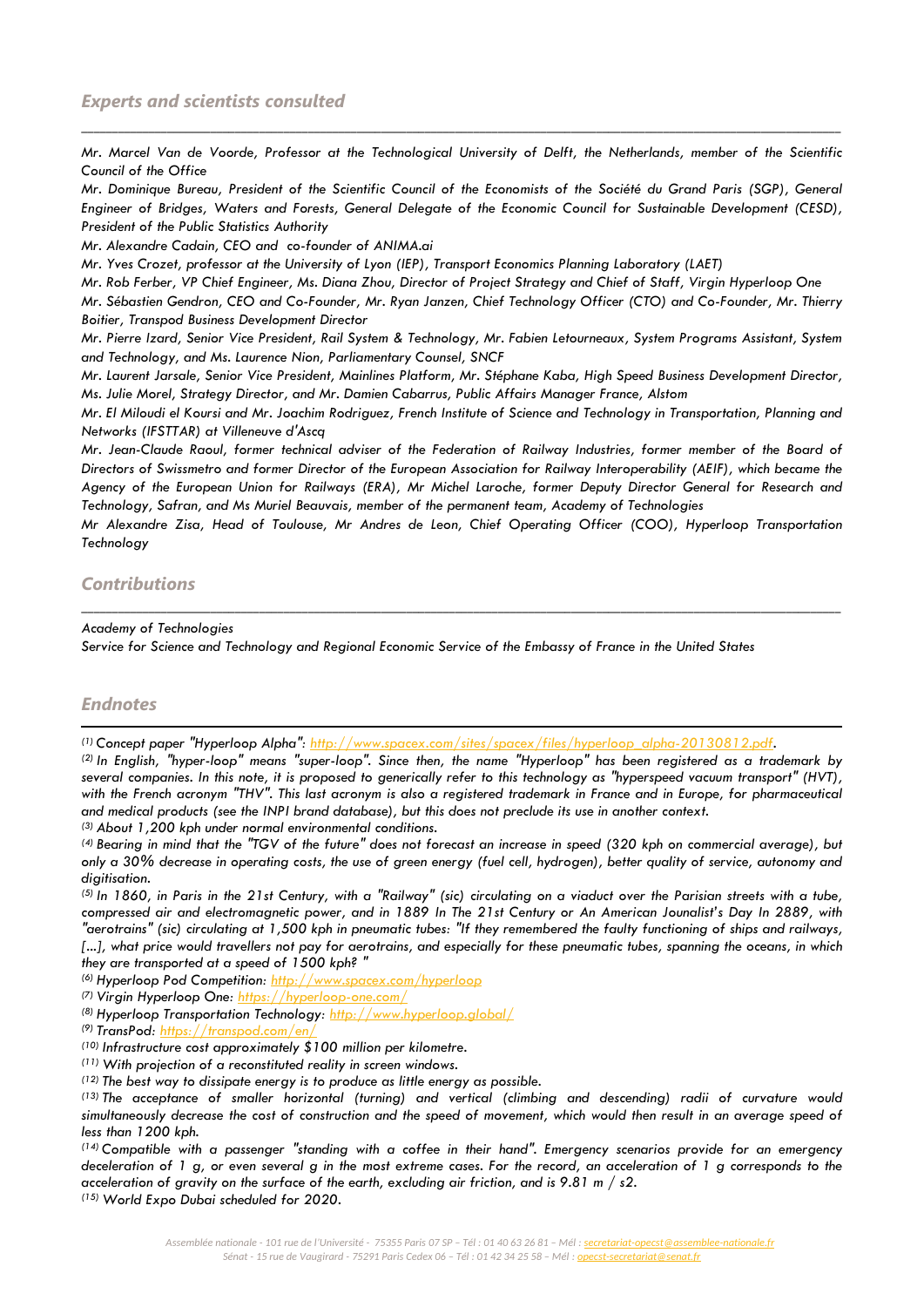## Experts and scientists consulted

*Mr. Marcel Van de Voorde, Professor at the Technological University of Delft, the Netherlands, member of the Scientific Council of the Office*

*Mr. Dominique Bureau, President of the Scientific Council of the Economists of the Société du Grand Paris (SGP), General Engineer of Bridges, Waters and Forests, General Delegate of the Economic Council for Sustainable Development (CESD), President of the Public Statistics Authority*

*Mr. Alexandre Cadain, CEO and co-founder of ANIMA.ai*

*Mr. Yves Crozet, professor at the University of Lyon (IEP), Transport Economics Planning Laboratory (LAET)*

*Mr. Rob Ferber, VP Chief Engineer, Ms. Diana Zhou, Director of Project Strategy and Chief of Staff, Virgin Hyperloop One*

*Mr. Sébastien Gendron, CEO and Co-Founder, Mr. Ryan Janzen, Chief Technology Officer (CTO) and Co-Founder, Mr. Thierry Boitier, Transpod Business Development Director*

*Mr. Pierre Izard, Senior Vice President, Rail System & Technology, Mr. Fabien Letourneaux, System Programs Assistant, System and Technology, and Ms. Laurence Nion, Parliamentary Counsel, SNCF*

*Mr. Laurent Jarsale, Senior Vice President, Mainlines Platform, Mr. Stéphane Kaba, High Speed Business Development Director, Ms. Julie Morel, Strategy Director, and Mr. Damien Cabarrus, Public Affairs Manager France, Alstom*

*Mr. El Miloudi el Koursi and Mr. Joachim Rodriguez, French Institute of Science and Technology in Transportation, Planning and Networks (IFSTTAR) at Villeneuve d'Ascq*

*Mr. Jean-Claude Raoul, former technical adviser of the Federation of Railway Industries, former member of the Board of Directors of Swissmetro and former Director of the European Association for Railway Interoperability (AEIF), which became the Agency of the European Union for Railways (ERA), Mr Michel Laroche, former Deputy Director General for Research and Technology, Safran, and Ms Muriel Beauvais, member of the permanent team, Academy of Technologies*

*Mr Alexandre Zisa, Head of Toulouse, Mr Andres de Leon, Chief Operating Officer (COO), Hyperloop Transportation Technology*

## Contributions

*Academy of Technologies*

*Service for Science and Technology and Regional Economic Service of the Embassy of France in the United States*

## Endnotes

*(1) Concept paper "Hyperloop Alpha": http://www.spacex.com/sites/spacex/files/hyperloop_alpha-20130812.pdf.*

*(2) In English, "hyper-loop" means "super-loop". Since then, the name "Hyperloop" has been registered as a trademark by several companies. In this note, it is proposed to generically refer to this technology as "hyperspeed vacuum transport" (HVT), with the French acronym "THV". This last acronym is also a registered trademark in France and in Europe, for pharmaceutical and medical products (see the INPI brand database), but this does not preclude its use in another context.*

*(3) About 1,200 kph under normal environmental conditions.*

*(4) Bearing in mind that the "TGV of the future" does not forecast an increase in speed (320 kph on commercial average), but only a 30% decrease in operating costs, the use of green energy (fuel cell, hydrogen), better quality of service, autonomy and digitisation.*

*(5) In 1860, in Paris in the 21st Century, with a "Railway" (sic) circulating on a viaduct over the Parisian streets with a tube, compressed air and electromagnetic power, and in 1889 In The 21st Century or An American Jounalist's Day In 2889, with "aerotrains" (sic) circulating at 1,500 kph in pneumatic tubes: "If they remembered the faulty functioning of ships and railways, [...], what price would travellers not pay for aerotrains, and especially for these pneumatic tubes, spanning the oceans, in which they are transported at a speed of 1500 kph? "*

*(6) Hyperloop Pod Competition: http://www.spacex.com/hyperloop*

*(7) Virgin Hyperloop One: https://hyperloop-one.com/*

*(8) Hyperloop Transportation Technology: http://www.hyperloop.global/*

*(9) TransPod: https://transpod.com/en/*

*(10) Infrastructure cost approximately $100 million per kilometre.*

*(11) With projection of a reconstituted reality in screen windows.*

*(12) The best way to dissipate energy is to produce as little energy as possible.*

*(13) The acceptance of smaller horizontal (turning) and vertical (climbing and descending) radii of curvature would simultaneously decrease the cost of construction and the speed of movement, which would then result in an average speed of less than 1200 kph.*

*(14) Compatible with a passenger "standing with a coffee in their hand". Emergency scenarios provide for an emergency deceleration of 1 g, or even several g in the most extreme cases. For the record, an acceleration of 1 g corresponds to the acceleration of gravity on the surface of the earth, excluding air friction, and is 9.81 m / s2.*

*(15) World Expo Dubai scheduled for 2020.*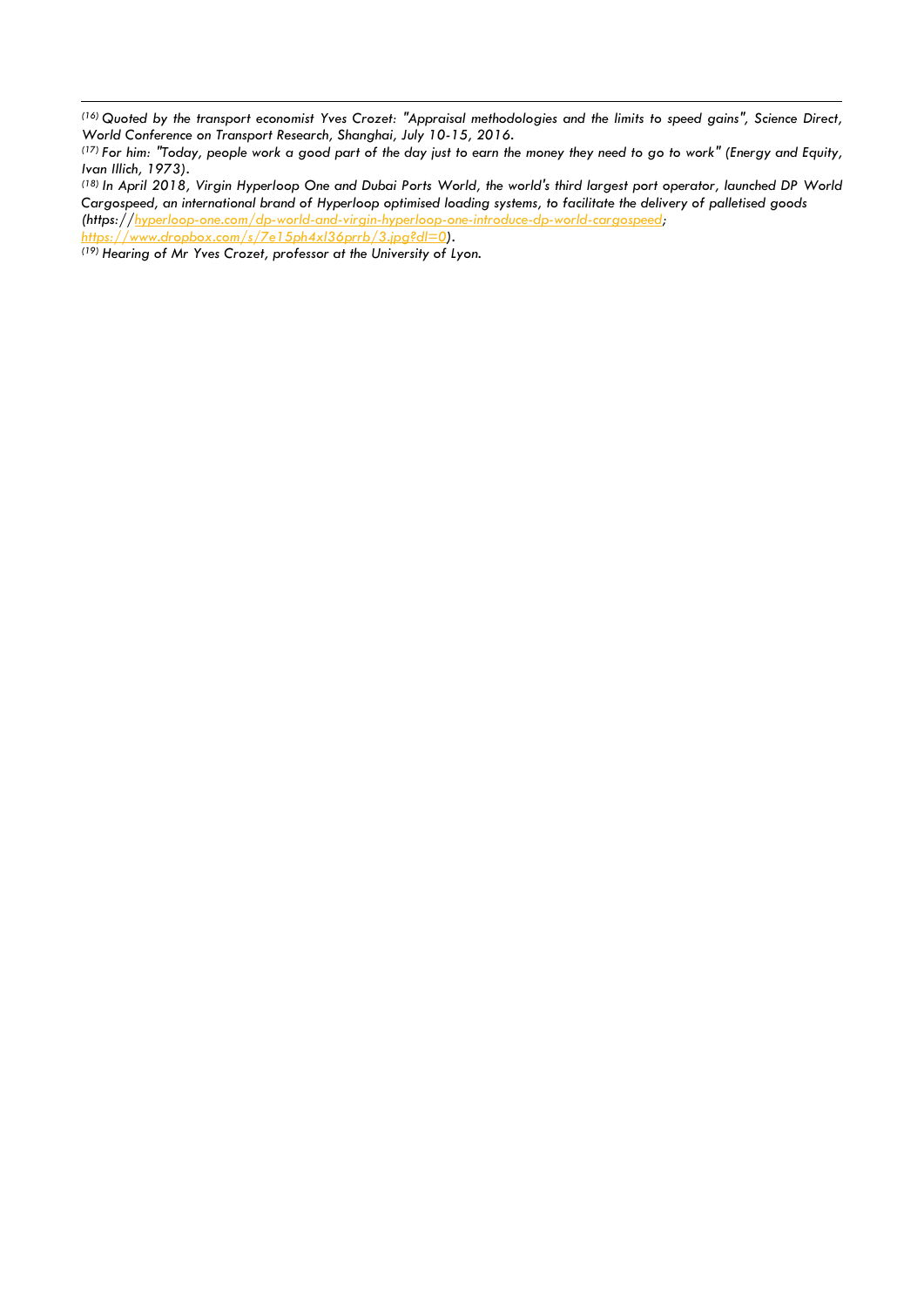---

*[16] Quoted by the transport economist Yves Crozet: "Appraisal methodologies and the limits to speed gains", Science Direct, World Conference on Transport Research, Shanghai, July 10-15, 2016.*

*[17] For him: "Today, people work a good part of the day just to earn the money they need to go to work" (Energy and Equity, Ivan Illich, 1973).*

*[18] In April 2018, Virgin Hyperloop One and Dubai Ports World, the world's third largest port operator, launched DP World Cargospeed, an international brand of Hyperloop optimised loading systems, to facilitate the delivery of palletised goods (https://hyperloop-one.com/dp-world-and-virgin-hyperloop-one-introduce-dp-world-cargospeed; https://www.dropbox.com/s/7e15ph4xl36prrb/3.jpg?dl=0).*

*[19] Hearing of Mr Yves Crozet, professor at the University of Lyon.*